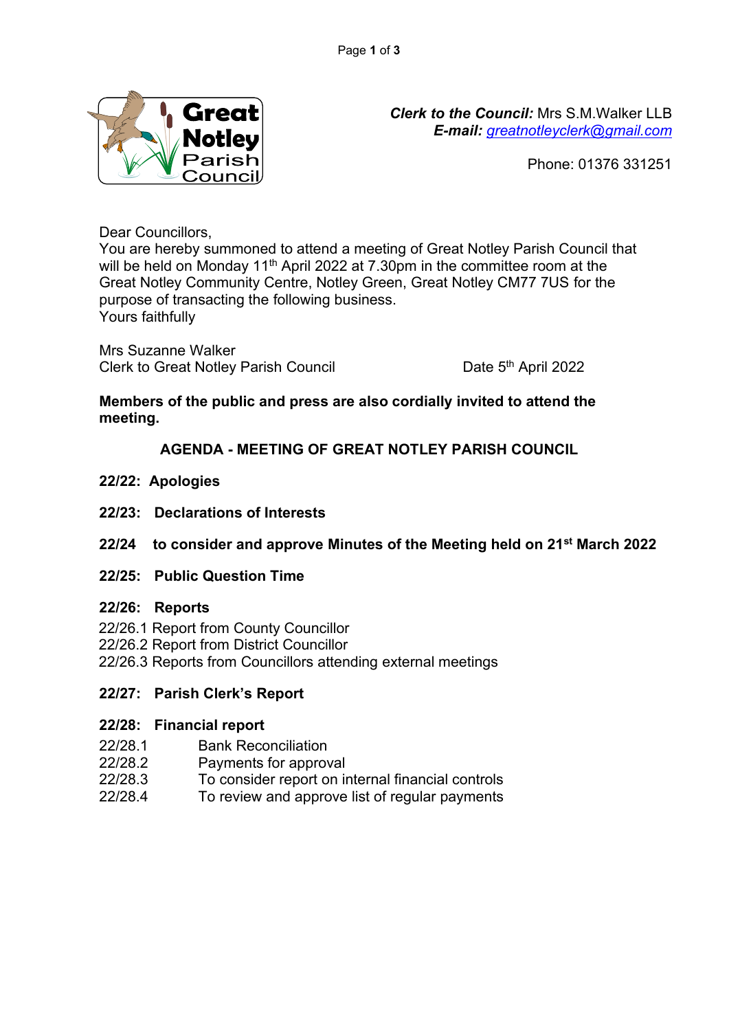Great Notley Parish Council

***Clerk to the Council:*** Mrs S.M.Walker LLB
***E-mail:*** *greatnotleyclerk@gmail.com*

Phone: 01376 331251

Dear Councillors,
You are hereby summoned to attend a meeting of Great Notley Parish Council that will be held on Monday 11th April 2022 at 7.30pm in the committee room at the Great Notley Community Centre, Notley Green, Great Notley CM77 7US for the purpose of transacting the following business.
Yours faithfully

Mrs Suzanne Walker
Clerk to Great Notley Parish Council

Date 5th April 2022

**Members of the public and press are also cordially invited to attend the meeting.**

## AGENDA - MEETING OF GREAT NOTLEY PARISH COUNCIL

**22/22: Apologies**

**22/23: Declarations of Interests**

**22/24 to consider and approve Minutes of the Meeting held on 21st March 2022**

**22/25: Public Question Time**

**22/26: Reports**

22/26.1 Report from County Councillor
22/26.2 Report from District Councillor
22/26.3 Reports from Councillors attending external meetings

**22/27: Parish Clerk's Report**

**22/28: Financial report**

22/28.1 Bank Reconciliation
22/28.2 Payments for approval
22/28.3 To consider report on internal financial controls
22/28.4 To review and approve list of regular payments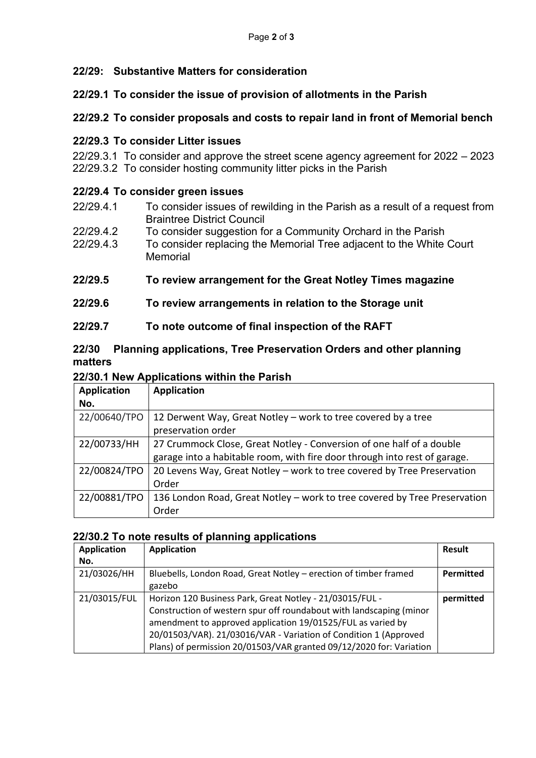## 22/29: Substantive Matters for consideration

### 22/29.1 To consider the issue of provision of allotments in the Parish

### 22/29.2 To consider proposals and costs to repair land in front of Memorial bench

### 22/29.3 To consider Litter issues

22/29.3.1 To consider and approve the street scene agency agreement for 2022 – 2023
22/29.3.2 To consider hosting community litter picks in the Parish

### 22/29.4 To consider green issues

22/29.4.1 To consider issues of rewilding in the Parish as a result of a request from Braintree District Council
22/29.4.2 To consider suggestion for a Community Orchard in the Parish
22/29.4.3 To consider replacing the Memorial Tree adjacent to the White Court Memorial

### 22/29.5 To review arrangement for the Great Notley Times magazine

### 22/29.6 To review arrangements in relation to the Storage unit

### 22/29.7 To note outcome of final inspection of the RAFT

## 22/30 Planning applications, Tree Preservation Orders and other planning matters

### 22/30.1 New Applications within the Parish

| Application No. | Application |
|---|---|
| 22/00640/TPO | 12 Derwent Way, Great Notley – work to tree covered by a tree preservation order |
| 22/00733/HH | 27 Crummock Close, Great Notley - Conversion of one half of a double garage into a habitable room, with fire door through into rest of garage. |
| 22/00824/TPO | 20 Levens Way, Great Notley – work to tree covered by Tree Preservation Order |
| 22/00881/TPO | 136 London Road, Great Notley – work to tree covered by Tree Preservation Order |

### 22/30.2 To note results of planning applications

| Application No. | Application | Result |
|---|---|---|
| 21/03026/HH | Bluebells, London Road, Great Notley – erection of timber framed gazebo | **Permitted** |
| 21/03015/FUL | Horizon 120 Business Park, Great Notley - 21/03015/FUL - Construction of western spur off roundabout with landscaping (minor amendment to approved application 19/01525/FUL as varied by 20/01503/VAR). 21/03016/VAR - Variation of Condition 1 (Approved Plans) of permission 20/01503/VAR granted 09/12/2020 for: Variation | **permitted** |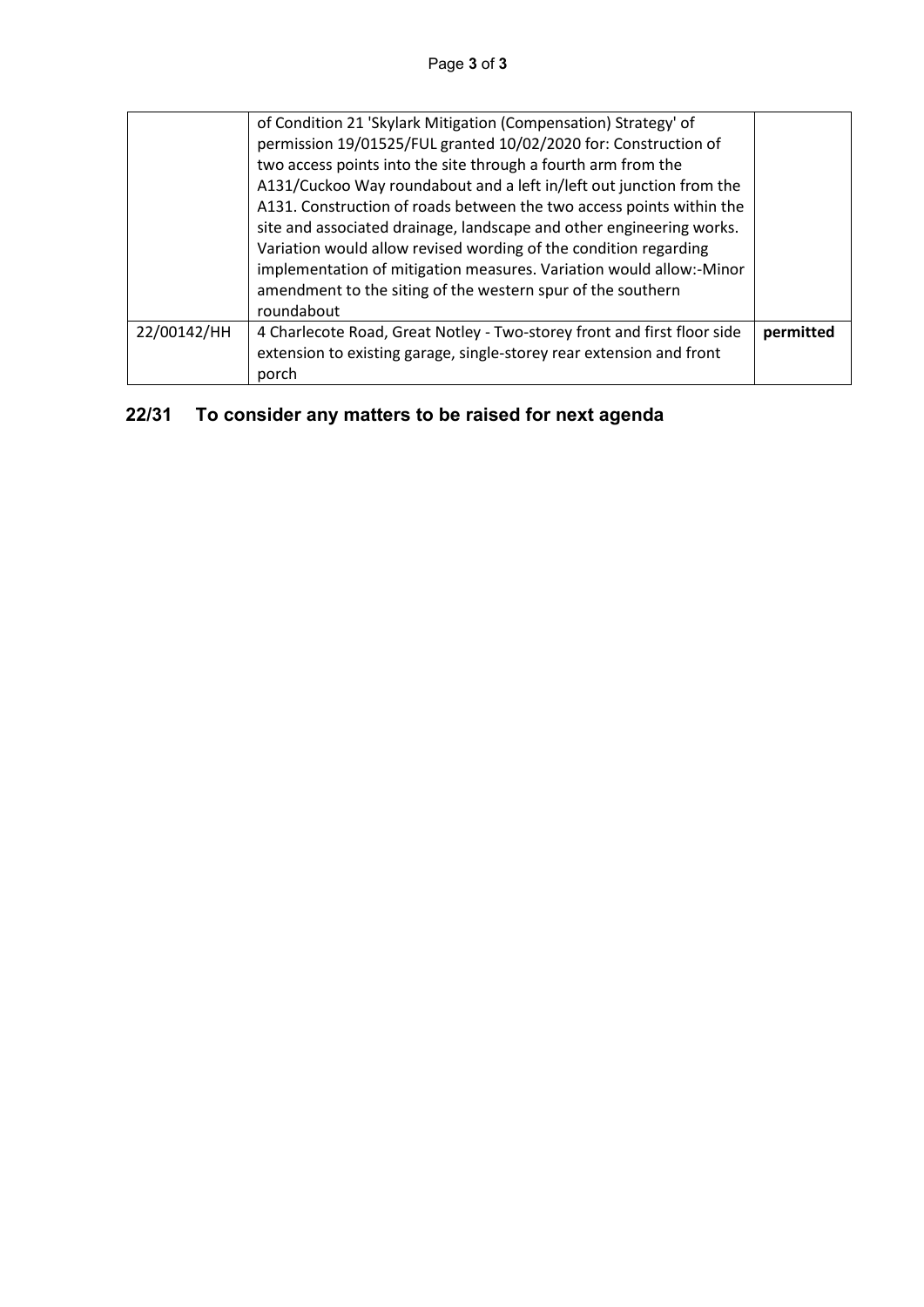| | | |
|---|---|---|
| | of Condition 21 'Skylark Mitigation (Compensation) Strategy' of permission 19/01525/FUL granted 10/02/2020 for: Construction of two access points into the site through a fourth arm from the A131/Cuckoo Way roundabout and a left in/left out junction from the A131. Construction of roads between the two access points within the site and associated drainage, landscape and other engineering works. Variation would allow revised wording of the condition regarding implementation of mitigation measures. Variation would allow:-Minor amendment to the siting of the western spur of the southern roundabout | |
| 22/00142/HH | 4 Charlecote Road, Great Notley - Two-storey front and first floor side extension to existing garage, single-storey rear extension and front porch | **permitted** |

## 22/31 To consider any matters to be raised for next agenda